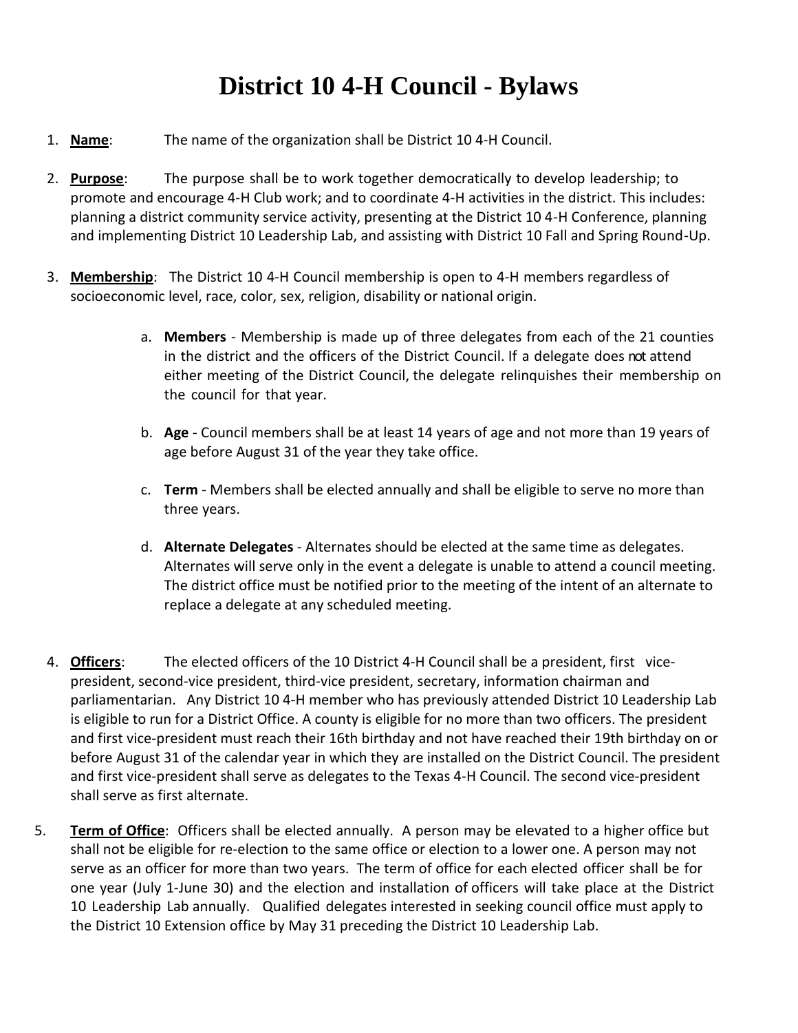# District 10 4-H Council - Bylaws

1. **Name**: The name of the organization shall be District 10 4-H Council.

2. **Purpose**: The purpose shall be to work together democratically to develop leadership; to promote and encourage 4-H Club work; and to coordinate 4-H activities in the district. This includes: planning a district community service activity, presenting at the District 10 4-H Conference, planning and implementing District 10 Leadership Lab, and assisting with District 10 Fall and Spring Round-Up.

3. **Membership**: The District 10 4-H Council membership is open to 4-H members regardless of socioeconomic level, race, color, sex, religion, disability or national origin.

   a. **Members** - Membership is made up of three delegates from each of the 21 counties in the district and the officers of the District Council. If a delegate does not attend either meeting of the District Council, the delegate relinquishes their membership on the council for that year.

   b. **Age** - Council members shall be at least 14 years of age and not more than 19 years of age before August 31 of the year they take office.

   c. **Term** - Members shall be elected annually and shall be eligible to serve no more than three years.

   d. **Alternate Delegates** - Alternates should be elected at the same time as delegates. Alternates will serve only in the event a delegate is unable to attend a council meeting. The district office must be notified prior to the meeting of the intent of an alternate to replace a delegate at any scheduled meeting.

4. **Officers**: The elected officers of the 10 District 4-H Council shall be a president, first vice-president, second-vice president, third-vice president, secretary, information chairman and parliamentarian. Any District 10 4-H member who has previously attended District 10 Leadership Lab is eligible to run for a District Office. A county is eligible for no more than two officers. The president and first vice-president must reach their 16th birthday and not have reached their 19th birthday on or before August 31 of the calendar year in which they are installed on the District Council. The president and first vice-president shall serve as delegates to the Texas 4-H Council. The second vice-president shall serve as first alternate.

5. **Term of Office**: Officers shall be elected annually. A person may be elevated to a higher office but shall not be eligible for re-election to the same office or election to a lower one. A person may not serve as an officer for more than two years. The term of office for each elected officer shall be for one year (July 1-June 30) and the election and installation of officers will take place at the District 10 Leadership Lab annually. Qualified delegates interested in seeking council office must apply to the District 10 Extension office by May 31 preceding the District 10 Leadership Lab.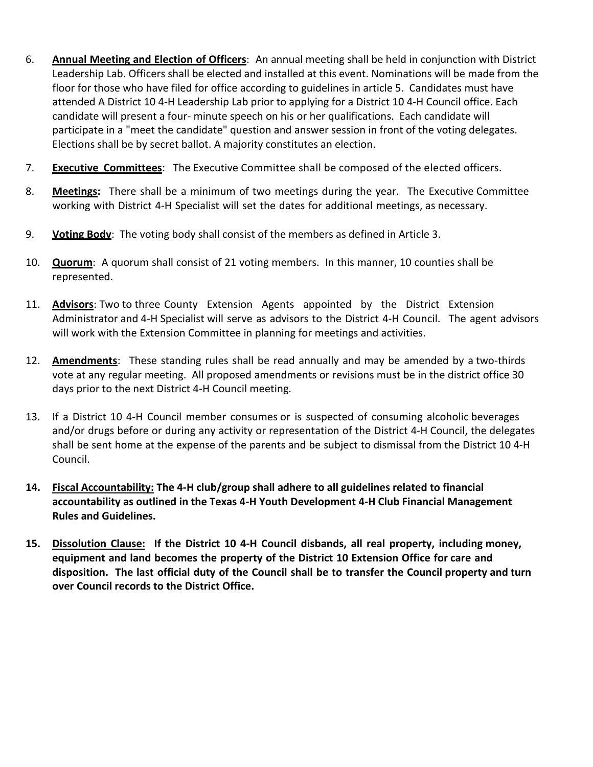6. **Annual Meeting and Election of Officers**: An annual meeting shall be held in conjunction with District Leadership Lab. Officers shall be elected and installed at this event. Nominations will be made from the floor for those who have filed for office according to guidelines in article 5. Candidates must have attended A District 10 4-H Leadership Lab prior to applying for a District 10 4-H Council office. Each candidate will present a four- minute speech on his or her qualifications. Each candidate will participate in a "meet the candidate" question and answer session in front of the voting delegates. Elections shall be by secret ballot. A majority constitutes an election.

7. **Executive Committees**: The Executive Committee shall be composed of the elected officers.

8. **Meetings:** There shall be a minimum of two meetings during the year. The Executive Committee working with District 4-H Specialist will set the dates for additional meetings, as necessary.

9. **Voting Body**: The voting body shall consist of the members as defined in Article 3.

10. **Quorum**: A quorum shall consist of 21 voting members. In this manner, 10 counties shall be represented.

11. **Advisors**: Two to three County Extension Agents appointed by the District Extension Administrator and 4-H Specialist will serve as advisors to the District 4-H Council. The agent advisors will work with the Extension Committee in planning for meetings and activities.

12. **Amendments**: These standing rules shall be read annually and may be amended by a two-thirds vote at any regular meeting. All proposed amendments or revisions must be in the district office 30 days prior to the next District 4-H Council meeting.

13. If a District 10 4-H Council member consumes or is suspected of consuming alcoholic beverages and/or drugs before or during any activity or representation of the District 4-H Council, the delegates shall be sent home at the expense of the parents and be subject to dismissal from the District 10 4-H Council.

14. **Fiscal Accountability: The 4-H club/group shall adhere to all guidelines related to financial accountability as outlined in the Texas 4-H Youth Development 4-H Club Financial Management Rules and Guidelines.**

15. **Dissolution Clause: If the District 10 4-H Council disbands, all real property, including money, equipment and land becomes the property of the District 10 Extension Office for care and disposition. The last official duty of the Council shall be to transfer the Council property and turn over Council records to the District Office.**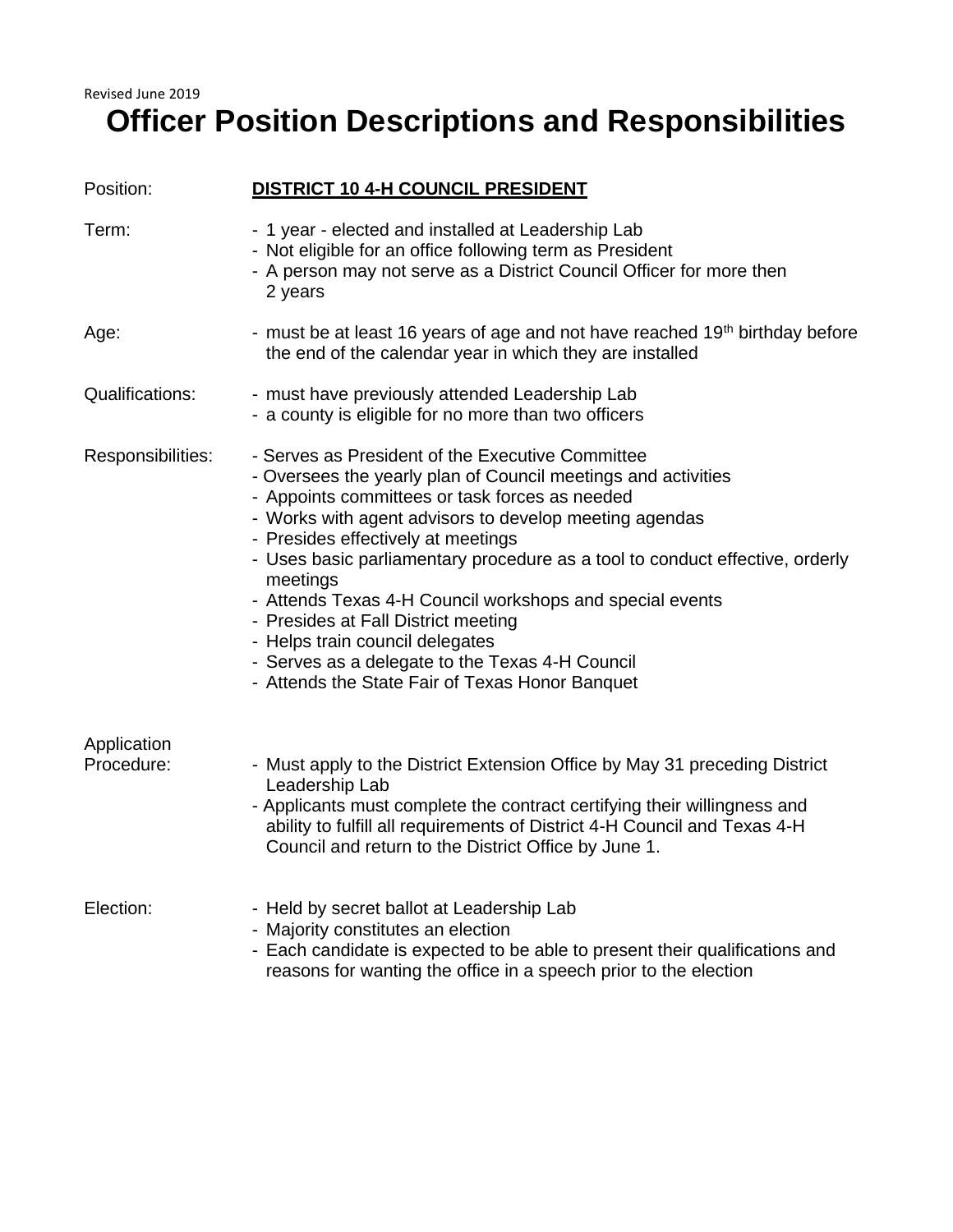Revised June 2019

# Officer Position Descriptions and Responsibilities

Position: **DISTRICT 10 4-H COUNCIL PRESIDENT**

Term:
- 1 year - elected and installed at Leadership Lab
- Not eligible for an office following term as President
- A person may not serve as a District Council Officer for more then 2 years

Age:
- must be at least 16 years of age and not have reached 19th birthday before the end of the calendar year in which they are installed

Qualifications:
- must have previously attended Leadership Lab
- a county is eligible for no more than two officers

Responsibilities:
- Serves as President of the Executive Committee
- Oversees the yearly plan of Council meetings and activities
- Appoints committees or task forces as needed
- Works with agent advisors to develop meeting agendas
- Presides effectively at meetings
- Uses basic parliamentary procedure as a tool to conduct effective, orderly meetings
- Attends Texas 4-H Council workshops and special events
- Presides at Fall District meeting
- Helps train council delegates
- Serves as a delegate to the Texas 4-H Council
- Attends the State Fair of Texas Honor Banquet

Application Procedure:
- Must apply to the District Extension Office by May 31 preceding District Leadership Lab
- Applicants must complete the contract certifying their willingness and ability to fulfill all requirements of District 4-H Council and Texas 4-H Council and return to the District Office by June 1.

Election:
- Held by secret ballot at Leadership Lab
- Majority constitutes an election
- Each candidate is expected to be able to present their qualifications and reasons for wanting the office in a speech prior to the election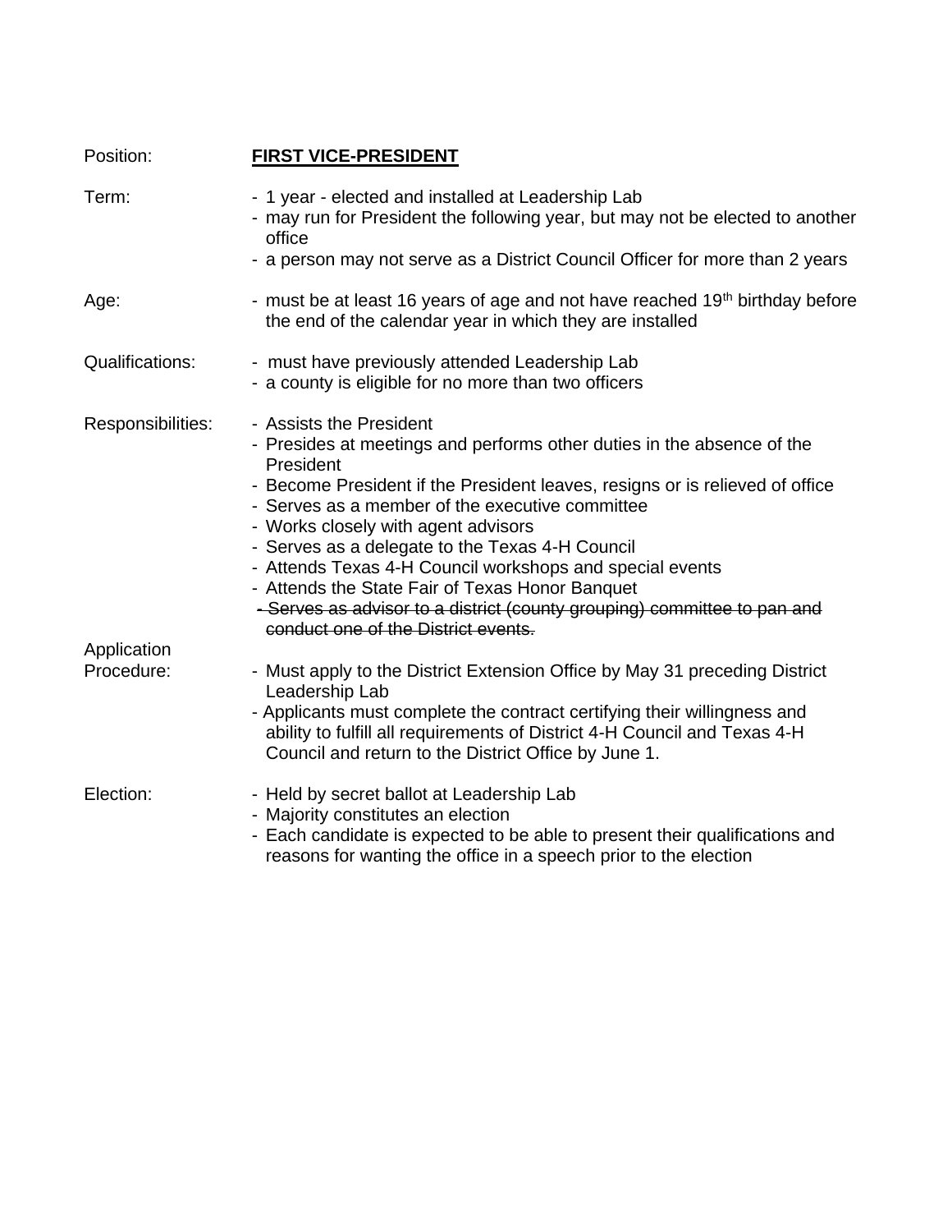Position: **<u>FIRST VICE-PRESIDENT</u>**

Term:
- 1 year - elected and installed at Leadership Lab
- may run for President the following year, but may not be elected to another office
- a person may not serve as a District Council Officer for more than 2 years

Age:
- must be at least 16 years of age and not have reached 19th birthday before the end of the calendar year in which they are installed

Qualifications:
- must have previously attended Leadership Lab
- a county is eligible for no more than two officers

Responsibilities:
- Assists the President
- Presides at meetings and performs other duties in the absence of the President
- Become President if the President leaves, resigns or is relieved of office
- Serves as a member of the executive committee
- Works closely with agent advisors
- Serves as a delegate to the Texas 4-H Council
- Attends Texas 4-H Council workshops and special events
- Attends the State Fair of Texas Honor Banquet
- ~~Serves as advisor to a district (county grouping) committee to pan and conduct one of the District events.~~

Application Procedure:
- Must apply to the District Extension Office by May 31 preceding District Leadership Lab
- Applicants must complete the contract certifying their willingness and ability to fulfill all requirements of District 4-H Council and Texas 4-H Council and return to the District Office by June 1.

Election:
- Held by secret ballot at Leadership Lab
- Majority constitutes an election
- Each candidate is expected to be able to present their qualifications and reasons for wanting the office in a speech prior to the election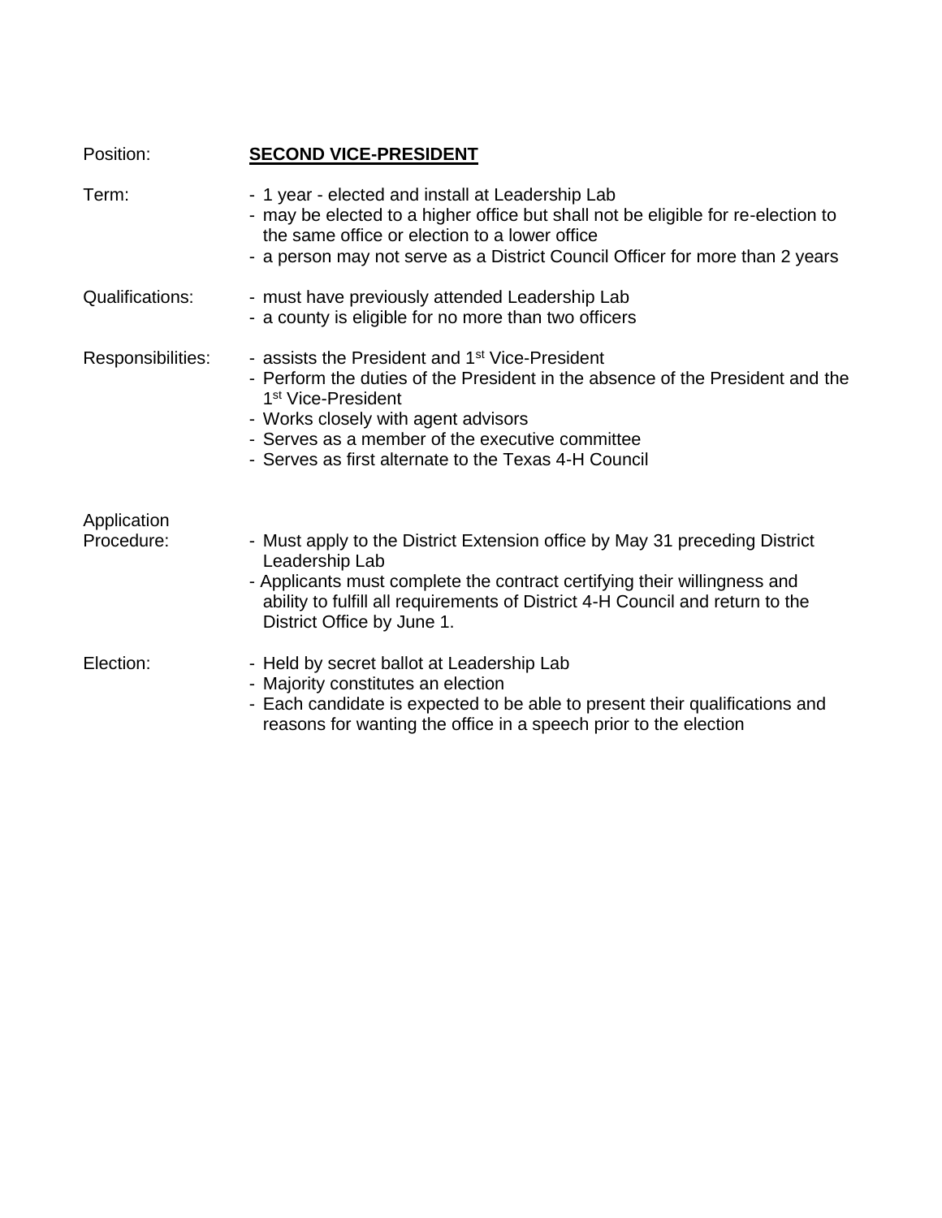Position: **<u>SECOND VICE-PRESIDENT</u>**

Term:

- 1 year - elected and install at Leadership Lab
- may be elected to a higher office but shall not be eligible for re-election to the same office or election to a lower office
- a person may not serve as a District Council Officer for more than 2 years

Qualifications:

- must have previously attended Leadership Lab
- a county is eligible for no more than two officers

Responsibilities:

- assists the President and 1st Vice-President
- Perform the duties of the President in the absence of the President and the 1st Vice-President
- Works closely with agent advisors
- Serves as a member of the executive committee
- Serves as first alternate to the Texas 4-H Council

Application Procedure:

- Must apply to the District Extension office by May 31 preceding District Leadership Lab
- Applicants must complete the contract certifying their willingness and ability to fulfill all requirements of District 4-H Council and return to the District Office by June 1.

Election:

- Held by secret ballot at Leadership Lab
- Majority constitutes an election
- Each candidate is expected to be able to present their qualifications and reasons for wanting the office in a speech prior to the election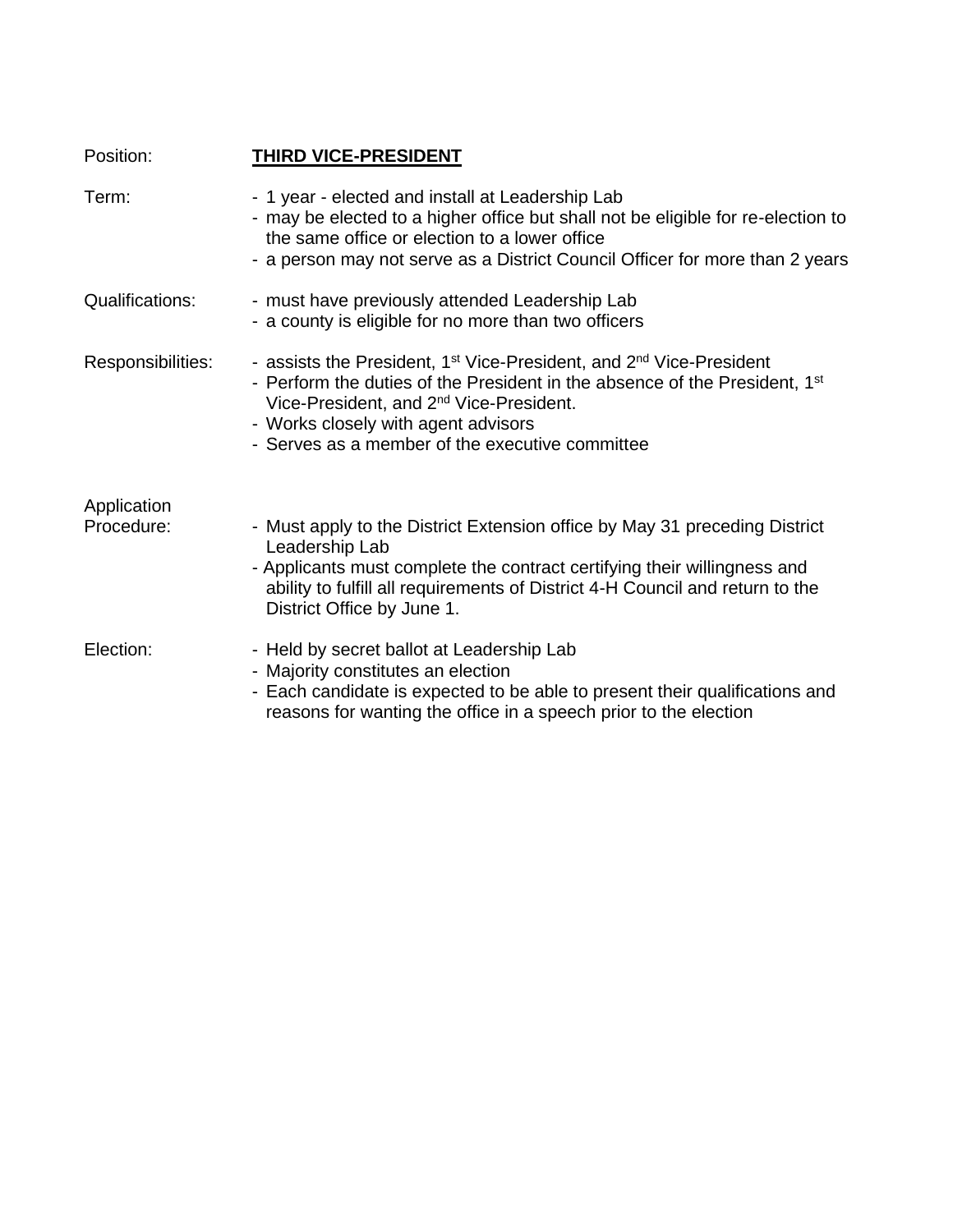Position: **THIRD VICE-PRESIDENT**

Term:

- 1 year - elected and install at Leadership Lab
- may be elected to a higher office but shall not be eligible for re-election to the same office or election to a lower office
- a person may not serve as a District Council Officer for more than 2 years

Qualifications:

- must have previously attended Leadership Lab
- a county is eligible for no more than two officers

Responsibilities:

- assists the President, 1st Vice-President, and 2nd Vice-President
- Perform the duties of the President in the absence of the President, 1st Vice-President, and 2nd Vice-President.
- Works closely with agent advisors
- Serves as a member of the executive committee

Application Procedure:

- Must apply to the District Extension office by May 31 preceding District Leadership Lab
- Applicants must complete the contract certifying their willingness and ability to fulfill all requirements of District 4-H Council and return to the District Office by June 1.

Election:

- Held by secret ballot at Leadership Lab
- Majority constitutes an election
- Each candidate is expected to be able to present their qualifications and reasons for wanting the office in a speech prior to the election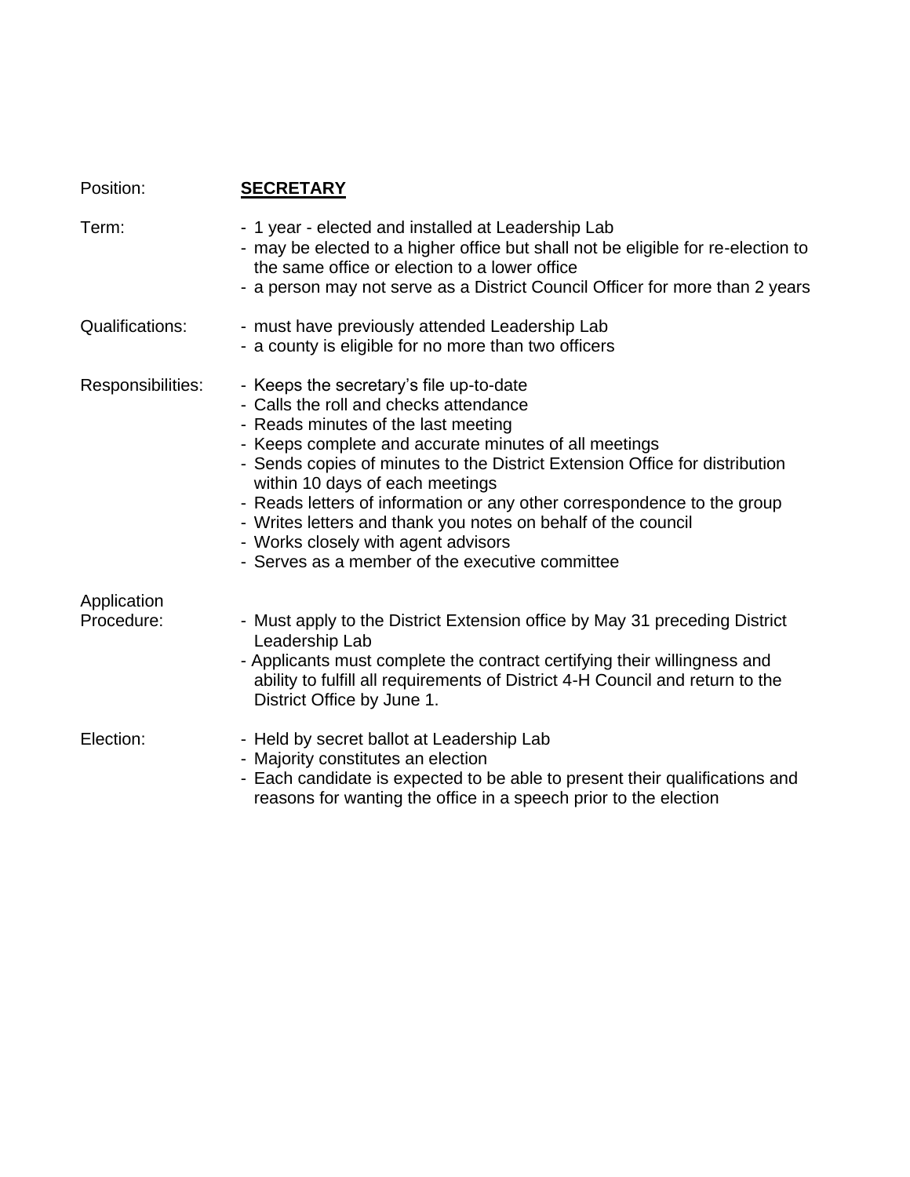Position: **SECRETARY**

Term:

- 1 year - elected and installed at Leadership Lab
- may be elected to a higher office but shall not be eligible for re-election to the same office or election to a lower office
- a person may not serve as a District Council Officer for more than 2 years

Qualifications:

- must have previously attended Leadership Lab
- a county is eligible for no more than two officers

Responsibilities:

- Keeps the secretary's file up-to-date
- Calls the roll and checks attendance
- Reads minutes of the last meeting
- Keeps complete and accurate minutes of all meetings
- Sends copies of minutes to the District Extension Office for distribution within 10 days of each meetings
- Reads letters of information or any other correspondence to the group
- Writes letters and thank you notes on behalf of the council
- Works closely with agent advisors
- Serves as a member of the executive committee

Application Procedure:

- Must apply to the District Extension office by May 31 preceding District Leadership Lab
- Applicants must complete the contract certifying their willingness and ability to fulfill all requirements of District 4-H Council and return to the District Office by June 1.

Election:

- Held by secret ballot at Leadership Lab
- Majority constitutes an election
- Each candidate is expected to be able to present their qualifications and reasons for wanting the office in a speech prior to the election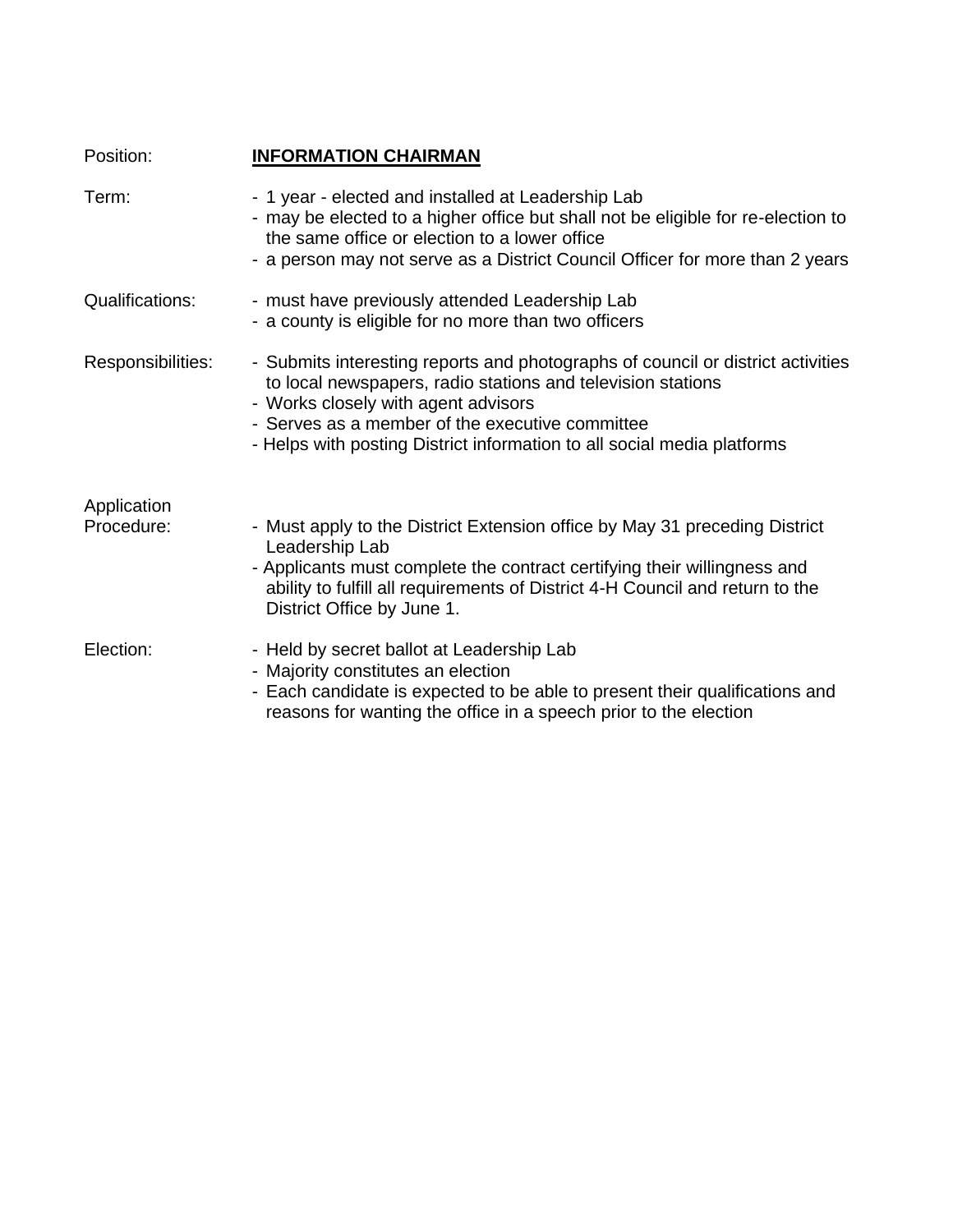Position: **INFORMATION CHAIRMAN**

Term:
- 1 year - elected and installed at Leadership Lab
- may be elected to a higher office but shall not be eligible for re-election to the same office or election to a lower office
- a person may not serve as a District Council Officer for more than 2 years

Qualifications:
- must have previously attended Leadership Lab
- a county is eligible for no more than two officers

Responsibilities:
- Submits interesting reports and photographs of council or district activities to local newspapers, radio stations and television stations
- Works closely with agent advisors
- Serves as a member of the executive committee
- Helps with posting District information to all social media platforms

Application Procedure:
- Must apply to the District Extension office by May 31 preceding District Leadership Lab
- Applicants must complete the contract certifying their willingness and ability to fulfill all requirements of District 4-H Council and return to the District Office by June 1.

Election:
- Held by secret ballot at Leadership Lab
- Majority constitutes an election
- Each candidate is expected to be able to present their qualifications and reasons for wanting the office in a speech prior to the election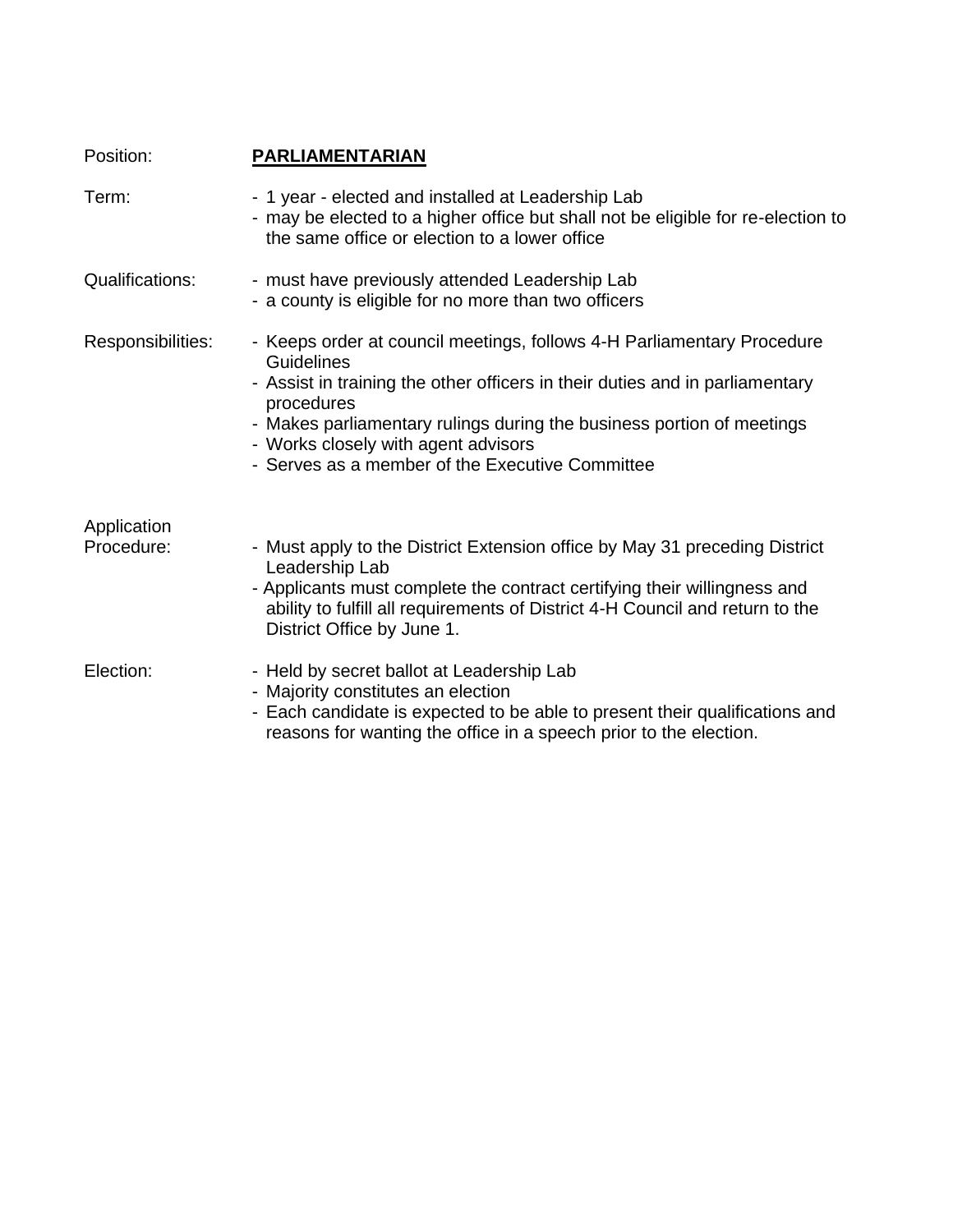Position: **PARLIAMENTARIAN**

Term:
- 1 year - elected and installed at Leadership Lab
- may be elected to a higher office but shall not be eligible for re-election to the same office or election to a lower office

Qualifications:
- must have previously attended Leadership Lab
- a county is eligible for no more than two officers

Responsibilities:
- Keeps order at council meetings, follows 4-H Parliamentary Procedure Guidelines
- Assist in training the other officers in their duties and in parliamentary procedures
- Makes parliamentary rulings during the business portion of meetings
- Works closely with agent advisors
- Serves as a member of the Executive Committee

Application Procedure:
- Must apply to the District Extension office by May 31 preceding District Leadership Lab
- Applicants must complete the contract certifying their willingness and ability to fulfill all requirements of District 4-H Council and return to the District Office by June 1.

Election:
- Held by secret ballot at Leadership Lab
- Majority constitutes an election
- Each candidate is expected to be able to present their qualifications and reasons for wanting the office in a speech prior to the election.